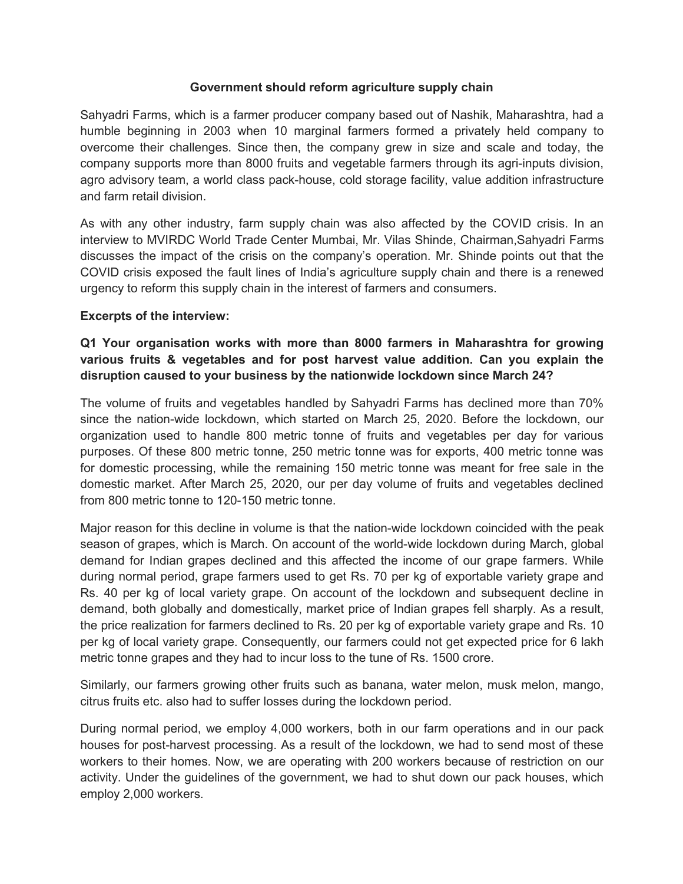# Government should reform agriculture supply chain

Sahyadri Farms, which is a farmer producer company based out of Nashik, Maharashtra, had a humble beginning in 2003 when 10 marginal farmers formed a privately held company to overcome their challenges. Since then, the company grew in size and scale and today, the company supports more than 8000 fruits and vegetable farmers through its agri-inputs division, agro advisory team, a world class pack-house, cold storage facility, value addition infrastructure and farm retail division.

As with any other industry, farm supply chain was also affected by the COVID crisis. In an interview to MVIRDC World Trade Center Mumbai, Mr. Vilas Shinde, Chairman,Sahyadri Farms discusses the impact of the crisis on the company's operation. Mr. Shinde points out that the COVID crisis exposed the fault lines of India's agriculture supply chain and there is a renewed urgency to reform this supply chain in the interest of farmers and consumers.

**Excerpts of the interview:**

**Q1 Your organisation works with more than 8000 farmers in Maharashtra for growing various fruits & vegetables and for post harvest value addition. Can you explain the disruption caused to your business by the nationwide lockdown since March 24?**

The volume of fruits and vegetables handled by Sahyadri Farms has declined more than 70% since the nation-wide lockdown, which started on March 25, 2020. Before the lockdown, our organization used to handle 800 metric tonne of fruits and vegetables per day for various purposes. Of these 800 metric tonne, 250 metric tonne was for exports, 400 metric tonne was for domestic processing, while the remaining 150 metric tonne was meant for free sale in the domestic market. After March 25, 2020, our per day volume of fruits and vegetables declined from 800 metric tonne to 120-150 metric tonne.

Major reason for this decline in volume is that the nation-wide lockdown coincided with the peak season of grapes, which is March. On account of the world-wide lockdown during March, global demand for Indian grapes declined and this affected the income of our grape farmers. While during normal period, grape farmers used to get Rs. 70 per kg of exportable variety grape and Rs. 40 per kg of local variety grape. On account of the lockdown and subsequent decline in demand, both globally and domestically, market price of Indian grapes fell sharply. As a result, the price realization for farmers declined to Rs. 20 per kg of exportable variety grape and Rs. 10 per kg of local variety grape. Consequently, our farmers could not get expected price for 6 lakh metric tonne grapes and they had to incur loss to the tune of Rs. 1500 crore.

Similarly, our farmers growing other fruits such as banana, water melon, musk melon, mango, citrus fruits etc. also had to suffer losses during the lockdown period.

During normal period, we employ 4,000 workers, both in our farm operations and in our pack houses for post-harvest processing. As a result of the lockdown, we had to send most of these workers to their homes. Now, we are operating with 200 workers because of restriction on our activity. Under the guidelines of the government, we had to shut down our pack houses, which employ 2,000 workers.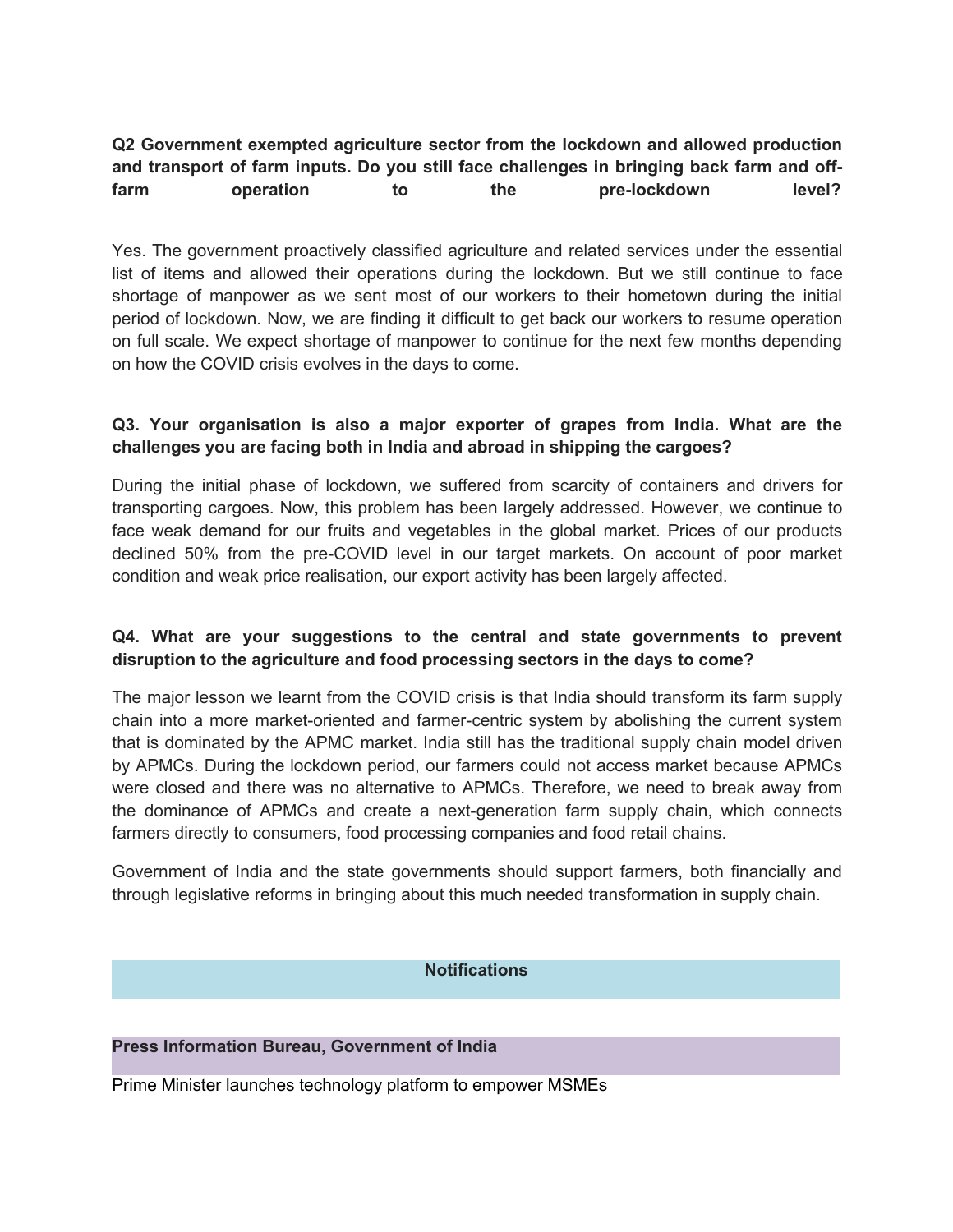**Q2 Government exempted agriculture sector from the lockdown and allowed production and transport of farm inputs. Do you still face challenges in bringing back farm and off-farm operation to the pre-lockdown level?**

Yes. The government proactively classified agriculture and related services under the essential list of items and allowed their operations during the lockdown. But we still continue to face shortage of manpower as we sent most of our workers to their hometown during the initial period of lockdown. Now, we are finding it difficult to get back our workers to resume operation on full scale. We expect shortage of manpower to continue for the next few months depending on how the COVID crisis evolves in the days to come.

**Q3. Your organisation is also a major exporter of grapes from India. What are the challenges you are facing both in India and abroad in shipping the cargoes?**

During the initial phase of lockdown, we suffered from scarcity of containers and drivers for transporting cargoes. Now, this problem has been largely addressed. However, we continue to face weak demand for our fruits and vegetables in the global market. Prices of our products declined 50% from the pre-COVID level in our target markets. On account of poor market condition and weak price realisation, our export activity has been largely affected.

**Q4. What are your suggestions to the central and state governments to prevent disruption to the agriculture and food processing sectors in the days to come?**

The major lesson we learnt from the COVID crisis is that India should transform its farm supply chain into a more market-oriented and farmer-centric system by abolishing the current system that is dominated by the APMC market. India still has the traditional supply chain model driven by APMCs. During the lockdown period, our farmers could not access market because APMCs were closed and there was no alternative to APMCs. Therefore, we need to break away from the dominance of APMCs and create a next-generation farm supply chain, which connects farmers directly to consumers, food processing companies and food retail chains.

Government of India and the state governments should support farmers, both financially and through legislative reforms in bringing about this much needed transformation in supply chain.

## Notifications

### Press Information Bureau, Government of India

Prime Minister launches technology platform to empower MSMEs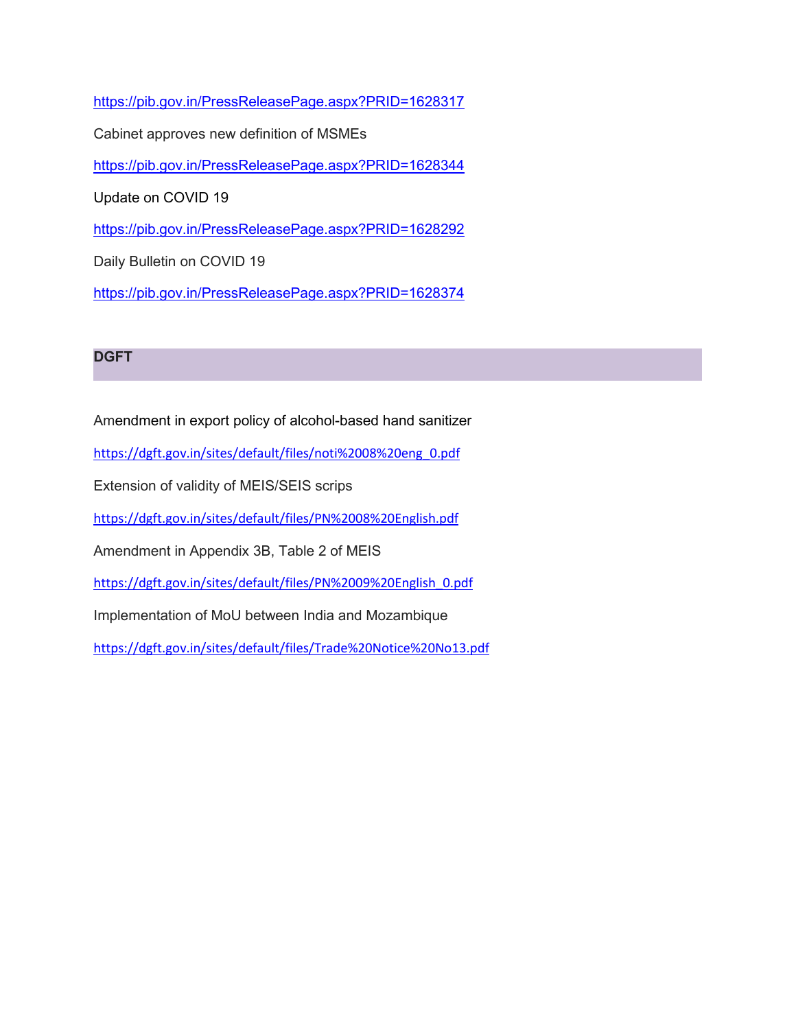https://pib.gov.in/PressReleasePage.aspx?PRID=1628317

Cabinet approves new definition of MSMEs

https://pib.gov.in/PressReleasePage.aspx?PRID=1628344

Update on COVID 19

https://pib.gov.in/PressReleasePage.aspx?PRID=1628292

Daily Bulletin on COVID 19

https://pib.gov.in/PressReleasePage.aspx?PRID=1628374

## DGFT

Amendment in export policy of alcohol-based hand sanitizer

https://dgft.gov.in/sites/default/files/noti%2008%20eng_0.pdf

Extension of validity of MEIS/SEIS scrips

https://dgft.gov.in/sites/default/files/PN%2008%20English.pdf

Amendment in Appendix 3B, Table 2 of MEIS

https://dgft.gov.in/sites/default/files/PN%2009%20English_0.pdf

Implementation of MoU between India and Mozambique

https://dgft.gov.in/sites/default/files/Trade%20Notice%20No13.pdf